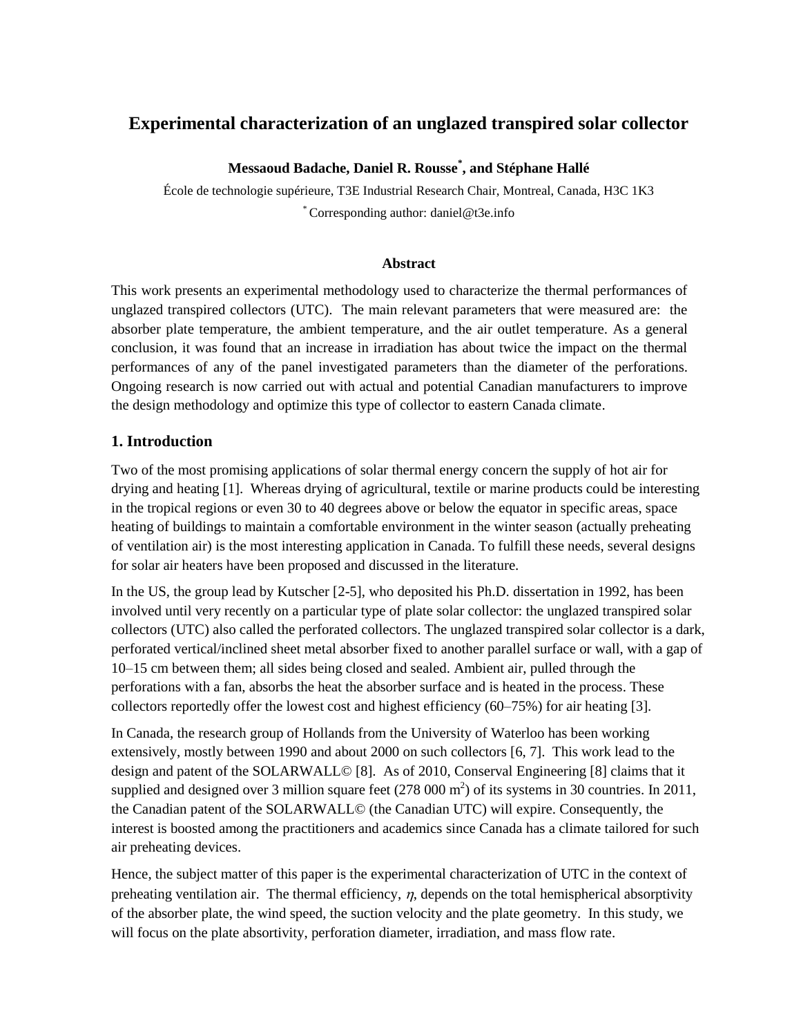# Experimental characterization of an unglazed transpired solar collector

**Messaoud Badache, Daniel R. Rousse[*], and Stéphane Hallé**

École de technologie supérieure, T3E Industrial Research Chair, Montreal, Canada, H3C 1K3

[*] Corresponding author: daniel@t3e.info

### Abstract

This work presents an experimental methodology used to characterize the thermal performances of unglazed transpired collectors (UTC). The main relevant parameters that were measured are: the absorber plate temperature, the ambient temperature, and the air outlet temperature. As a general conclusion, it was found that an increase in irradiation has about twice the impact on the thermal performances of any of the panel investigated parameters than the diameter of the perforations. Ongoing research is now carried out with actual and potential Canadian manufacturers to improve the design methodology and optimize this type of collector to eastern Canada climate.

## 1. Introduction

Two of the most promising applications of solar thermal energy concern the supply of hot air for drying and heating [1]. Whereas drying of agricultural, textile or marine products could be interesting in the tropical regions or even 30 to 40 degrees above or below the equator in specific areas, space heating of buildings to maintain a comfortable environment in the winter season (actually preheating of ventilation air) is the most interesting application in Canada. To fulfill these needs, several designs for solar air heaters have been proposed and discussed in the literature.

In the US, the group lead by Kutscher [2-5], who deposited his Ph.D. dissertation in 1992, has been involved until very recently on a particular type of plate solar collector: the unglazed transpired solar collectors (UTC) also called the perforated collectors. The unglazed transpired solar collector is a dark, perforated vertical/inclined sheet metal absorber fixed to another parallel surface or wall, with a gap of 10–15 cm between them; all sides being closed and sealed. Ambient air, pulled through the perforations with a fan, absorbs the heat the absorber surface and is heated in the process. These collectors reportedly offer the lowest cost and highest efficiency (60–75%) for air heating [3].

In Canada, the research group of Hollands from the University of Waterloo has been working extensively, mostly between 1990 and about 2000 on such collectors [6, 7]. This work lead to the design and patent of the SOLARWALL© [8]. As of 2010, Conserval Engineering [8] claims that it supplied and designed over 3 million square feet (278 000 $m^2$) of its systems in 30 countries. In 2011, the Canadian patent of the SOLARWALL© (the Canadian UTC) will expire. Consequently, the interest is boosted among the practitioners and academics since Canada has a climate tailored for such air preheating devices.

Hence, the subject matter of this paper is the experimental characterization of UTC in the context of preheating ventilation air. The thermal efficiency, $\eta$, depends on the total hemispherical absorptivity of the absorber plate, the wind speed, the suction velocity and the plate geometry. In this study, we will focus on the plate absortivity, perforation diameter, irradiation, and mass flow rate.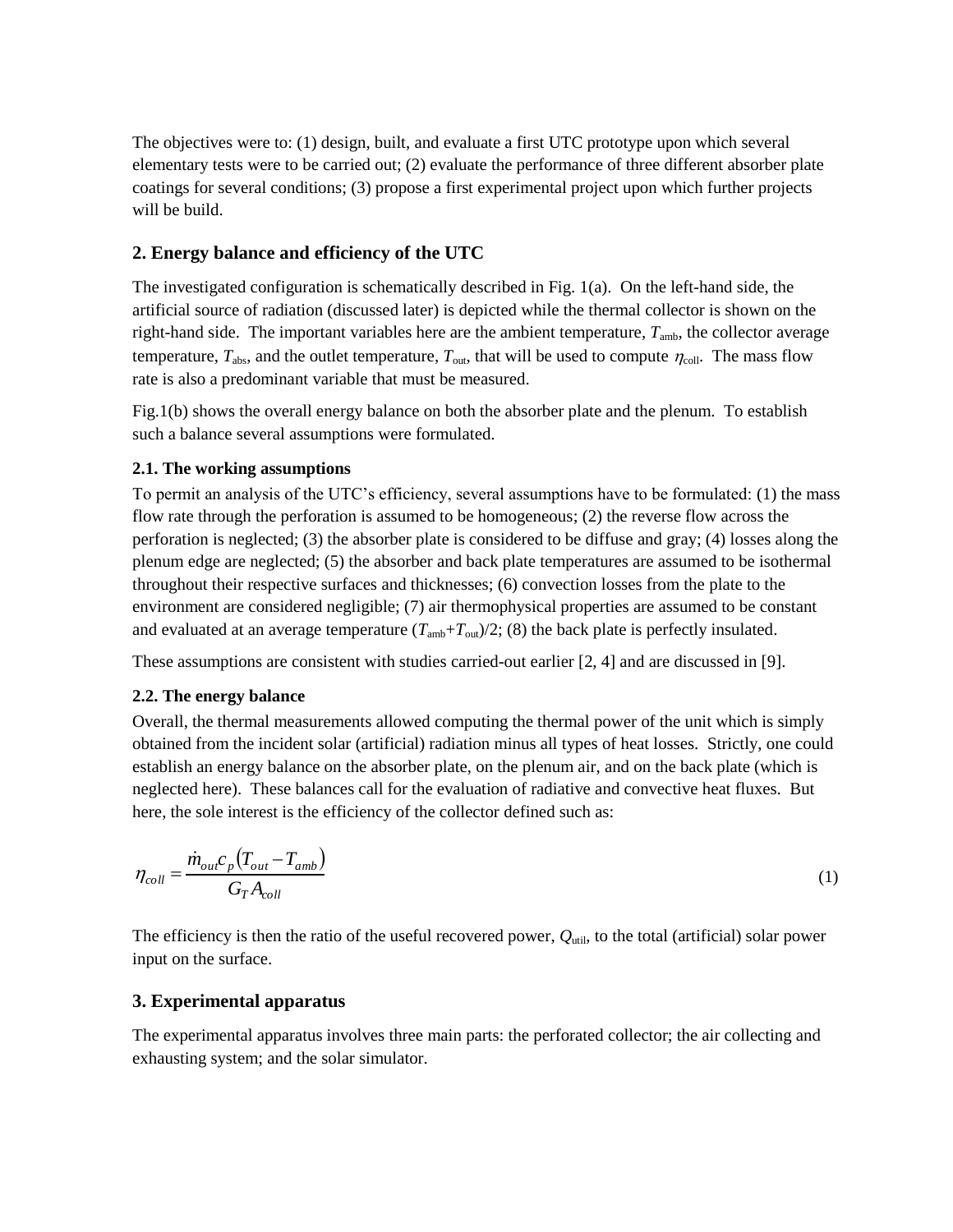The objectives were to: (1) design, built, and evaluate a first UTC prototype upon which several elementary tests were to be carried out; (2) evaluate the performance of three different absorber plate coatings for several conditions; (3) propose a first experimental project upon which further projects will be build.

## 2. Energy balance and efficiency of the UTC

The investigated configuration is schematically described in Fig. 1(a). On the left-hand side, the artificial source of radiation (discussed later) is depicted while the thermal collector is shown on the right-hand side. The important variables here are the ambient temperature, $T_{\text{amb}}$, the collector average temperature, $T_{\text{abs}}$, and the outlet temperature, $T_{\text{out}}$, that will be used to compute $\eta_{\text{coll}}$. The mass flow rate is also a predominant variable that must be measured.

Fig.1(b) shows the overall energy balance on both the absorber plate and the plenum. To establish such a balance several assumptions were formulated.

### 2.1. The working assumptions

To permit an analysis of the UTC's efficiency, several assumptions have to be formulated: (1) the mass flow rate through the perforation is assumed to be homogeneous; (2) the reverse flow across the perforation is neglected; (3) the absorber plate is considered to be diffuse and gray; (4) losses along the plenum edge are neglected; (5) the absorber and back plate temperatures are assumed to be isothermal throughout their respective surfaces and thicknesses; (6) convection losses from the plate to the environment are considered negligible; (7) air thermophysical properties are assumed to be constant and evaluated at an average temperature $(T_{\text{amb}}+T_{\text{out}})/2$; (8) the back plate is perfectly insulated.

These assumptions are consistent with studies carried-out earlier [2, 4] and are discussed in [9].

### 2.2. The energy balance

Overall, the thermal measurements allowed computing the thermal power of the unit which is simply obtained from the incident solar (artificial) radiation minus all types of heat losses. Strictly, one could establish an energy balance on the absorber plate, on the plenum air, and on the back plate (which is neglected here). These balances call for the evaluation of radiative and convective heat fluxes. But here, the sole interest is the efficiency of the collector defined such as:

$$\eta_{coll} = \frac{\dot{m}_{out} c_p \left(T_{out} - T_{amb}\right)}{G_T A_{coll}} \tag{1}$$

The efficiency is then the ratio of the useful recovered power, $Q_{\text{util}}$, to the total (artificial) solar power input on the surface.

## 3. Experimental apparatus

The experimental apparatus involves three main parts: the perforated collector; the air collecting and exhausting system; and the solar simulator.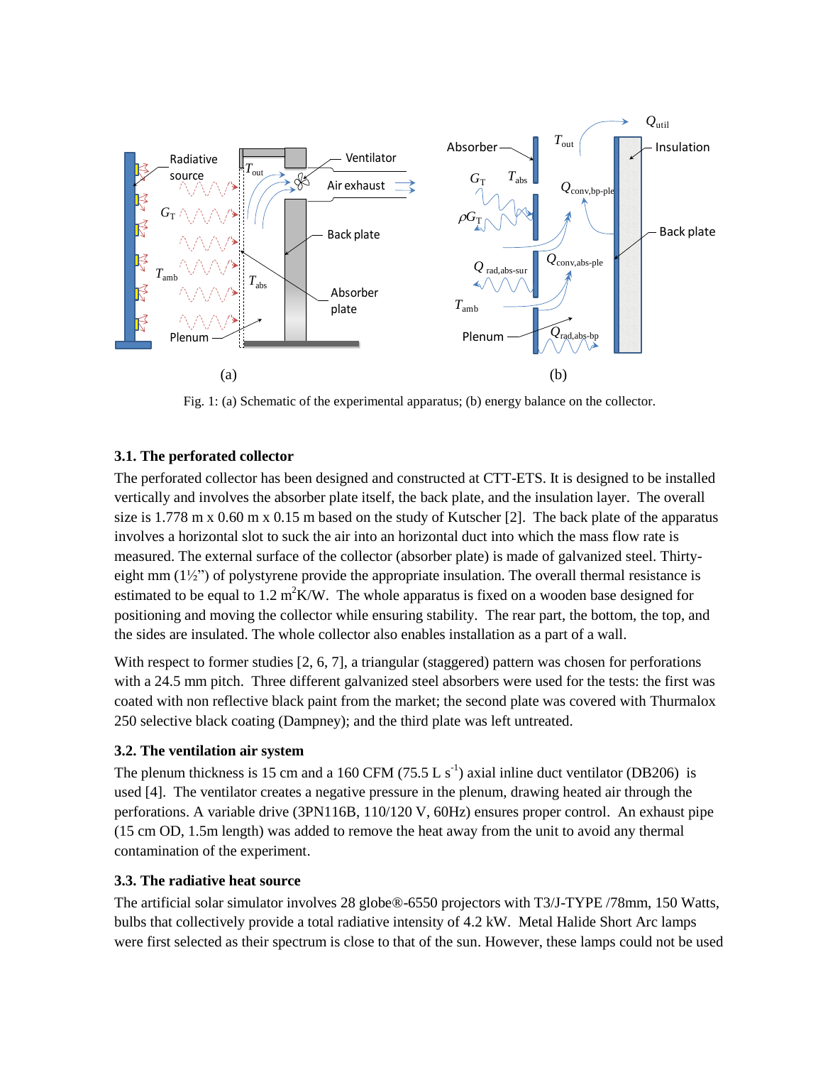Fig. 1: (a) Schematic of the experimental apparatus; (b) energy balance on the collector.

### 3.1. The perforated collector

The perforated collector has been designed and constructed at CTT-ETS. It is designed to be installed vertically and involves the absorber plate itself, the back plate, and the insulation layer. The overall size is 1.778 m x 0.60 m x 0.15 m based on the study of Kutscher [2]. The back plate of the apparatus involves a horizontal slot to suck the air into an horizontal duct into which the mass flow rate is measured. The external surface of the collector (absorber plate) is made of galvanized steel. Thirty-eight mm (1½") of polystyrene provide the appropriate insulation. The overall thermal resistance is estimated to be equal to 1.2 $m^2K/W$. The whole apparatus is fixed on a wooden base designed for positioning and moving the collector while ensuring stability. The rear part, the bottom, the top, and the sides are insulated. The whole collector also enables installation as a part of a wall.

With respect to former studies [2, 6, 7], a triangular (staggered) pattern was chosen for perforations with a 24.5 mm pitch. Three different galvanized steel absorbers were used for the tests: the first was coated with non reflective black paint from the market; the second plate was covered with Thurmalox 250 selective black coating (Dampney); and the third plate was left untreated.

### 3.2. The ventilation air system

The plenum thickness is 15 cm and a 160 CFM (75.5 L $s^{-1}$) axial inline duct ventilator (DB206) is used [4]. The ventilator creates a negative pressure in the plenum, drawing heated air through the perforations. A variable drive (3PN116B, 110/120 V, 60Hz) ensures proper control. An exhaust pipe (15 cm OD, 1.5m length) was added to remove the heat away from the unit to avoid any thermal contamination of the experiment.

### 3.3. The radiative heat source

The artificial solar simulator involves 28 globe®-6550 projectors with T3/J-TYPE /78mm, 150 Watts, bulbs that collectively provide a total radiative intensity of 4.2 kW. Metal Halide Short Arc lamps were first selected as their spectrum is close to that of the sun. However, these lamps could not be used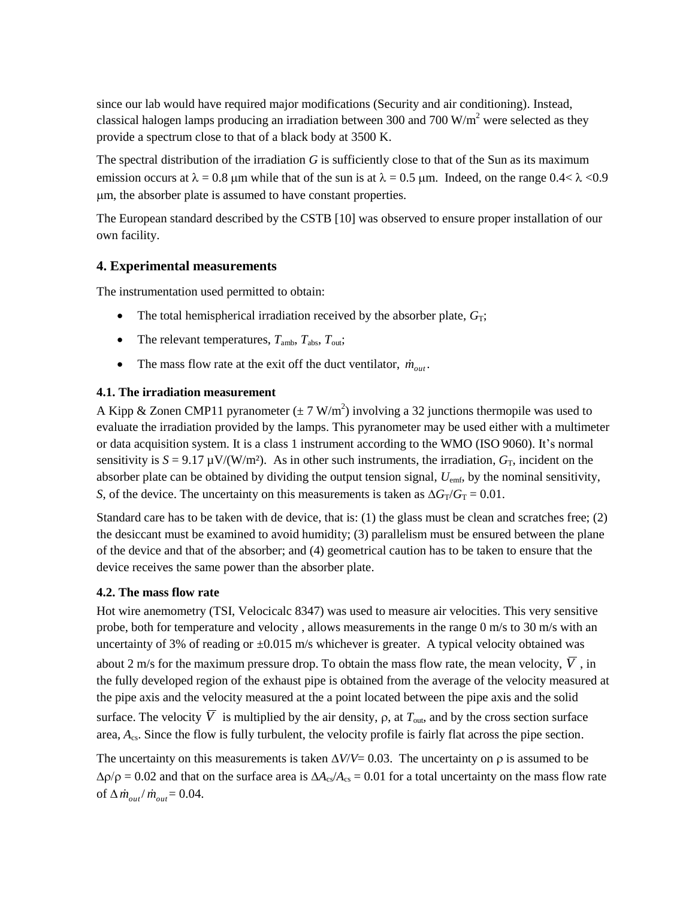since our lab would have required major modifications (Security and air conditioning). Instead, classical halogen lamps producing an irradiation between 300 and 700 W/m$^2$ were selected as they provide a spectrum close to that of a black body at 3500 K.

The spectral distribution of the irradiation $G$ is sufficiently close to that of the Sun as its maximum emission occurs at $\lambda = 0.8$ μm while that of the sun is at $\lambda = 0.5$ μm. Indeed, on the range $0.4< \lambda <0.9$ μm, the absorber plate is assumed to have constant properties.

The European standard described by the CSTB [10] was observed to ensure proper installation of our own facility.

## 4. Experimental measurements

The instrumentation used permitted to obtain:

- The total hemispherical irradiation received by the absorber plate, $G_T$;
- The relevant temperatures, $T_{amb}$, $T_{abs}$, $T_{out}$;
- The mass flow rate at the exit off the duct ventilator, $\dot{m}_{out}$.

### 4.1. The irradiation measurement

A Kipp & Zonen CMP11 pyranometer (± 7 W/m$^2$) involving a 32 junctions thermopile was used to evaluate the irradiation provided by the lamps. This pyranometer may be used either with a multimeter or data acquisition system. It is a class 1 instrument according to the WMO (ISO 9060). It's normal sensitivity is $S = 9.17$ μV/(W/m²). As in other such instruments, the irradiation, $G_T$, incident on the absorber plate can be obtained by dividing the output tension signal, $U_{emf}$, by the nominal sensitivity, $S$, of the device. The uncertainty on this measurements is taken as $\Delta G_T/G_T = 0.01$.

Standard care has to be taken with de device, that is: (1) the glass must be clean and scratches free; (2) the desiccant must be examined to avoid humidity; (3) parallelism must be ensured between the plane of the device and that of the absorber; and (4) geometrical caution has to be taken to ensure that the device receives the same power than the absorber plate.

### 4.2. The mass flow rate

Hot wire anemometry (TSI, Velocicalc 8347) was used to measure air velocities. This very sensitive probe, both for temperature and velocity , allows measurements in the range 0 m/s to 30 m/s with an uncertainty of 3% of reading or ±0.015 m/s whichever is greater. A typical velocity obtained was about 2 m/s for the maximum pressure drop. To obtain the mass flow rate, the mean velocity, $\overline{V}$ , in the fully developed region of the exhaust pipe is obtained from the average of the velocity measured at the pipe axis and the velocity measured at the a point located between the pipe axis and the solid surface. The velocity $\overline{V}$ is multiplied by the air density, $\rho$, at $T_{out}$, and by the cross section surface area, $A_{cs}$. Since the flow is fully turbulent, the velocity profile is fairly flat across the pipe section.

The uncertainty on this measurements is taken $\Delta V/V = 0.03$. The uncertainty on $\rho$ is assumed to be $\Delta\rho/\rho = 0.02$ and that on the surface area is $\Delta A_{cs}/A_{cs} = 0.01$ for a total uncertainty on the mass flow rate of $\Delta \dot{m}_{out}/\dot{m}_{out} = 0.04$.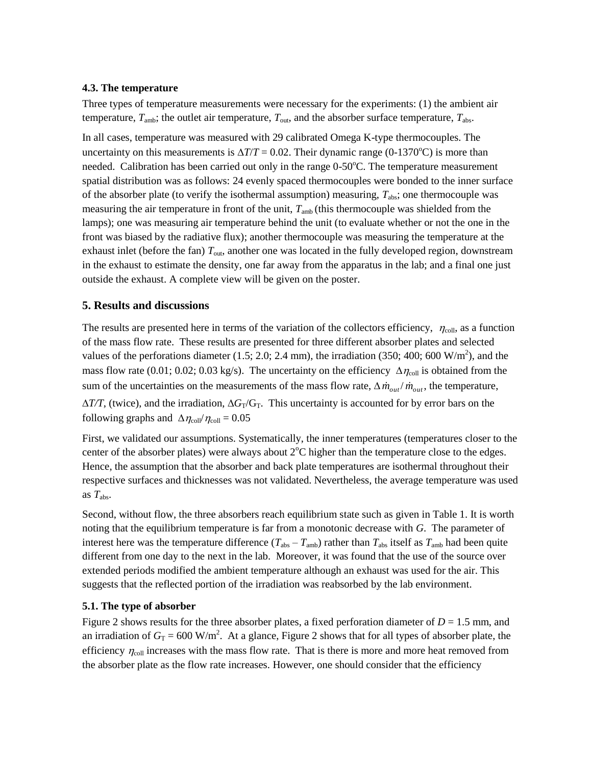### 4.3. The temperature

Three types of temperature measurements were necessary for the experiments: (1) the ambient air temperature, $T_{amb}$; the outlet air temperature, $T_{out}$, and the absorber surface temperature, $T_{abs}$.

In all cases, temperature was measured with 29 calibrated Omega K-type thermocouples. The uncertainty on this measurements is $\Delta T/T = 0.02$. Their dynamic range (0-1370°C) is more than needed. Calibration has been carried out only in the range 0-50°C. The temperature measurement spatial distribution was as follows: 24 evenly spaced thermocouples were bonded to the inner surface of the absorber plate (to verify the isothermal assumption) measuring, $T_{abs}$; one thermocouple was measuring the air temperature in front of the unit, $T_{amb}$ (this thermocouple was shielded from the lamps); one was measuring air temperature behind the unit (to evaluate whether or not the one in the front was biased by the radiative flux); another thermocouple was measuring the temperature at the exhaust inlet (before the fan) $T_{out}$, another one was located in the fully developed region, downstream in the exhaust to estimate the density, one far away from the apparatus in the lab; and a final one just outside the exhaust. A complete view will be given on the poster.

## 5. Results and discussions

The results are presented here in terms of the variation of the collectors efficiency, $\eta_{coll}$, as a function of the mass flow rate. These results are presented for three different absorber plates and selected values of the perforations diameter (1.5; 2.0; 2.4 mm), the irradiation (350; 400; 600 W/m$^2$), and the mass flow rate (0.01; 0.02; 0.03 kg/s). The uncertainty on the efficiency $\Delta\eta_{coll}$ is obtained from the sum of the uncertainties on the measurements of the mass flow rate, $\Delta\dot{m}_{out}/\dot{m}_{out}$, the temperature, $\Delta T/T$, (twice), and the irradiation, $\Delta G_T/G_T$. This uncertainty is accounted for by error bars on the following graphs and $\Delta\eta_{coll}/\eta_{coll} = 0.05$

First, we validated our assumptions. Systematically, the inner temperatures (temperatures closer to the center of the absorber plates) were always about 2°C higher than the temperature close to the edges. Hence, the assumption that the absorber and back plate temperatures are isothermal throughout their respective surfaces and thicknesses was not validated. Nevertheless, the average temperature was used as $T_{abs}$.

Second, without flow, the three absorbers reach equilibrium state such as given in Table 1. It is worth noting that the equilibrium temperature is far from a monotonic decrease with $G$. The parameter of interest here was the temperature difference ($T_{abs} - T_{amb}$) rather than $T_{abs}$ itself as $T_{amb}$ had been quite different from one day to the next in the lab. Moreover, it was found that the use of the source over extended periods modified the ambient temperature although an exhaust was used for the air. This suggests that the reflected portion of the irradiation was reabsorbed by the lab environment.

### 5.1. The type of absorber

Figure 2 shows results for the three absorber plates, a fixed perforation diameter of $D = 1.5$ mm, and an irradiation of $G_T = 600$ W/m$^2$. At a glance, Figure 2 shows that for all types of absorber plate, the efficiency $\eta_{coll}$ increases with the mass flow rate. That is there is more and more heat removed from the absorber plate as the flow rate increases. However, one should consider that the efficiency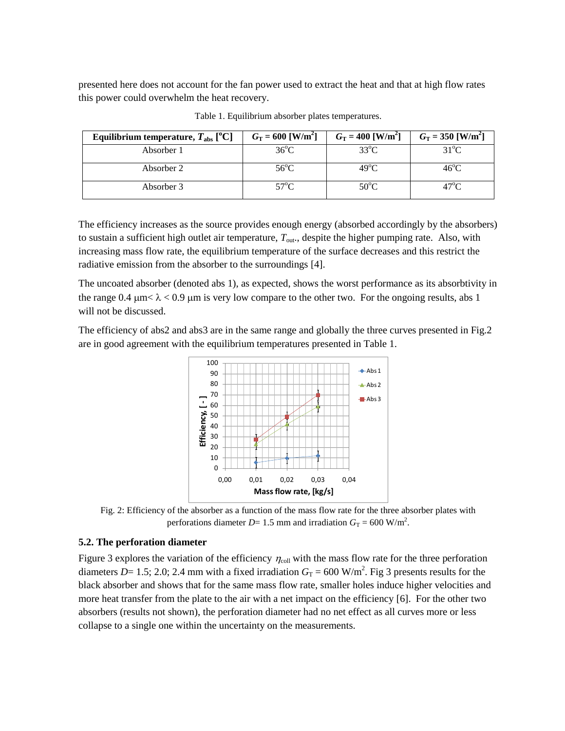presented here does not account for the fan power used to extract the heat and that at high flow rates this power could overwhelm the heat recovery.

Table 1. Equilibrium absorber plates temperatures.

| **Equilibrium temperature, $T_{abs}$ [°C]** | **$G_T$ = 600 [W/m$^2$]** | **$G_T$ = 400 [W/m$^2$]** | **$G_T$ = 350 [W/m$^2$]** |
|---|---|---|---|
| Absorber 1 | 36°C | 33°C | 31°C |
| Absorber 2 | 56°C | 49°C | 46°C |
| Absorber 3 | 57°C | 50°C | 47°C |

The efficiency increases as the source provides enough energy (absorbed accordingly by the absorbers) to sustain a sufficient high outlet air temperature, $T_{out}$., despite the higher pumping rate. Also, with increasing mass flow rate, the equilibrium temperature of the surface decreases and this restrict the radiative emission from the absorber to the surroundings [4].

The uncoated absorber (denoted abs 1), as expected, shows the worst performance as its absorbtivity in the range 0.4 μm< λ < 0.9 μm is very low compare to the other two. For the ongoing results, abs 1 will not be discussed.

The efficiency of abs2 and abs3 are in the same range and globally the three curves presented in Fig.2 are in good agreement with the equilibrium temperatures presented in Table 1.

Fig. 2: Efficiency of the absorber as a function of the mass flow rate for the three absorber plates with perforations diameter $D$= 1.5 mm and irradiation $G_T$ = 600 W/m$^2$.

### 5.2. The perforation diameter

Figure 3 explores the variation of the efficiency $\eta_{coll}$ with the mass flow rate for the three perforation diameters $D$= 1.5; 2.0; 2.4 mm with a fixed irradiation $G_T$ = 600 W/m$^2$. Fig 3 presents results for the black absorber and shows that for the same mass flow rate, smaller holes induce higher velocities and more heat transfer from the plate to the air with a net impact on the efficiency [6]. For the other two absorbers (results not shown), the perforation diameter had no net effect as all curves more or less collapse to a single one within the uncertainty on the measurements.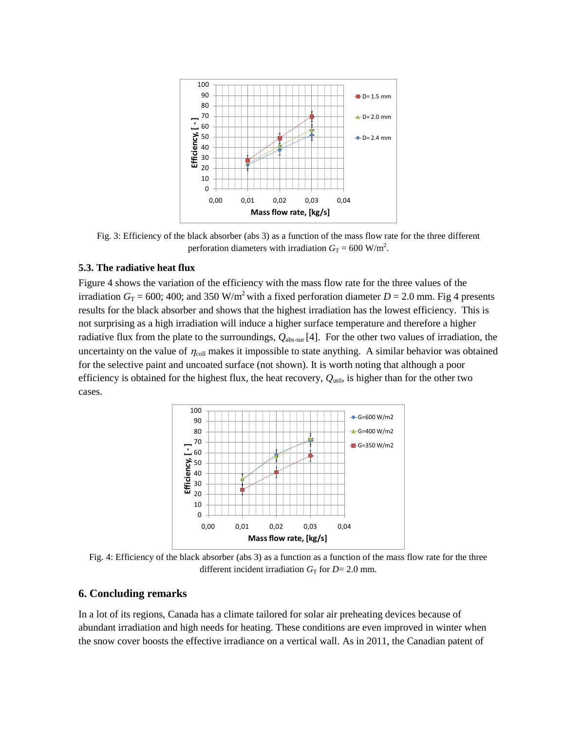Fig. 3: Efficiency of the black absorber (abs 3) as a function of the mass flow rate for the three different perforation diameters with irradiation $G_T$ = 600 W/m$^2$.

### 5.3. The radiative heat flux

Figure 4 shows the variation of the efficiency with the mass flow rate for the three values of the irradiation $G_T$ = 600; 400; and 350 W/m$^2$ with a fixed perforation diameter $D$ = 2.0 mm. Fig 4 presents results for the black absorber and shows that the highest irradiation has the lowest efficiency. This is not surprising as a high irradiation will induce a higher surface temperature and therefore a higher radiative flux from the plate to the surroundings, $Q_{abs\text{-}sur}$ [4]. For the other two values of irradiation, the uncertainty on the value of $\eta_{coll}$ makes it impossible to state anything. A similar behavior was obtained for the selective paint and uncoated surface (not shown). It is worth noting that although a poor efficiency is obtained for the highest flux, the heat recovery, $Q_{util}$, is higher than for the other two cases.

Fig. 4: Efficiency of the black absorber (abs 3) as a function as a function of the mass flow rate for the three different incident irradiation $G_T$ for $D$= 2.0 mm.

## 6. Concluding remarks

In a lot of its regions, Canada has a climate tailored for solar air preheating devices because of abundant irradiation and high needs for heating. These conditions are even improved in winter when the snow cover boosts the effective irradiance on a vertical wall. As in 2011, the Canadian patent of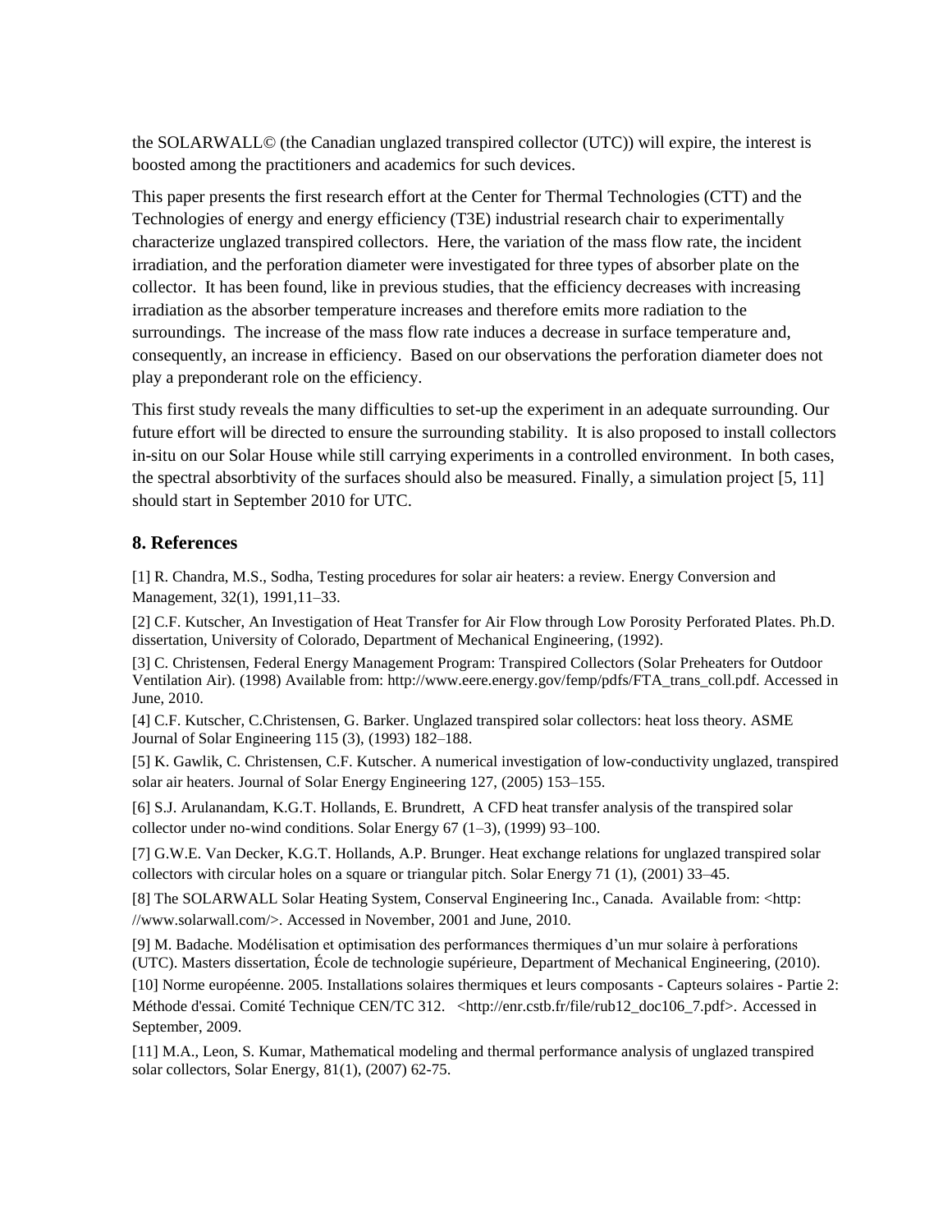the SOLARWALL© (the Canadian unglazed transpired collector (UTC)) will expire, the interest is boosted among the practitioners and academics for such devices.

This paper presents the first research effort at the Center for Thermal Technologies (CTT) and the Technologies of energy and energy efficiency (T3E) industrial research chair to experimentally characterize unglazed transpired collectors. Here, the variation of the mass flow rate, the incident irradiation, and the perforation diameter were investigated for three types of absorber plate on the collector. It has been found, like in previous studies, that the efficiency decreases with increasing irradiation as the absorber temperature increases and therefore emits more radiation to the surroundings. The increase of the mass flow rate induces a decrease in surface temperature and, consequently, an increase in efficiency. Based on our observations the perforation diameter does not play a preponderant role on the efficiency.

This first study reveals the many difficulties to set-up the experiment in an adequate surrounding. Our future effort will be directed to ensure the surrounding stability. It is also proposed to install collectors in-situ on our Solar House while still carrying experiments in a controlled environment. In both cases, the spectral absorbtivity of the surfaces should also be measured. Finally, a simulation project [5, 11] should start in September 2010 for UTC.

## 8. References

[1] R. Chandra, M.S., Sodha, Testing procedures for solar air heaters: a review. Energy Conversion and Management, 32(1), 1991,11–33.

[2] C.F. Kutscher, An Investigation of Heat Transfer for Air Flow through Low Porosity Perforated Plates. Ph.D. dissertation, University of Colorado, Department of Mechanical Engineering, (1992).

[3] C. Christensen, Federal Energy Management Program: Transpired Collectors (Solar Preheaters for Outdoor Ventilation Air). (1998) Available from: http://www.eere.energy.gov/femp/pdfs/FTA_trans_coll.pdf. Accessed in June, 2010.

[4] C.F. Kutscher, C.Christensen, G. Barker. Unglazed transpired solar collectors: heat loss theory. ASME Journal of Solar Engineering 115 (3), (1993) 182–188.

[5] K. Gawlik, C. Christensen, C.F. Kutscher. A numerical investigation of low-conductivity unglazed, transpired solar air heaters. Journal of Solar Energy Engineering 127, (2005) 153–155.

[6] S.J. Arulanandam, K.G.T. Hollands, E. Brundrett, A CFD heat transfer analysis of the transpired solar collector under no-wind conditions. Solar Energy 67 (1–3), (1999) 93–100.

[7] G.W.E. Van Decker, K.G.T. Hollands, A.P. Brunger. Heat exchange relations for unglazed transpired solar collectors with circular holes on a square or triangular pitch. Solar Energy 71 (1), (2001) 33–45.

[8] The SOLARWALL Solar Heating System, Conserval Engineering Inc., Canada. Available from: <http: //www.solarwall.com/>. Accessed in November, 2001 and June, 2010.

[9] M. Badache. Modélisation et optimisation des performances thermiques d'un mur solaire à perforations (UTC). Masters dissertation, École de technologie supérieure, Department of Mechanical Engineering, (2010).

[10] Norme européenne. 2005. Installations solaires thermiques et leurs composants - Capteurs solaires - Partie 2: Méthode d'essai. Comité Technique CEN/TC 312. <http://enr.cstb.fr/file/rub12_doc106_7.pdf>. Accessed in September, 2009.

[11] M.A., Leon, S. Kumar, Mathematical modeling and thermal performance analysis of unglazed transpired solar collectors, Solar Energy, 81(1), (2007) 62-75.